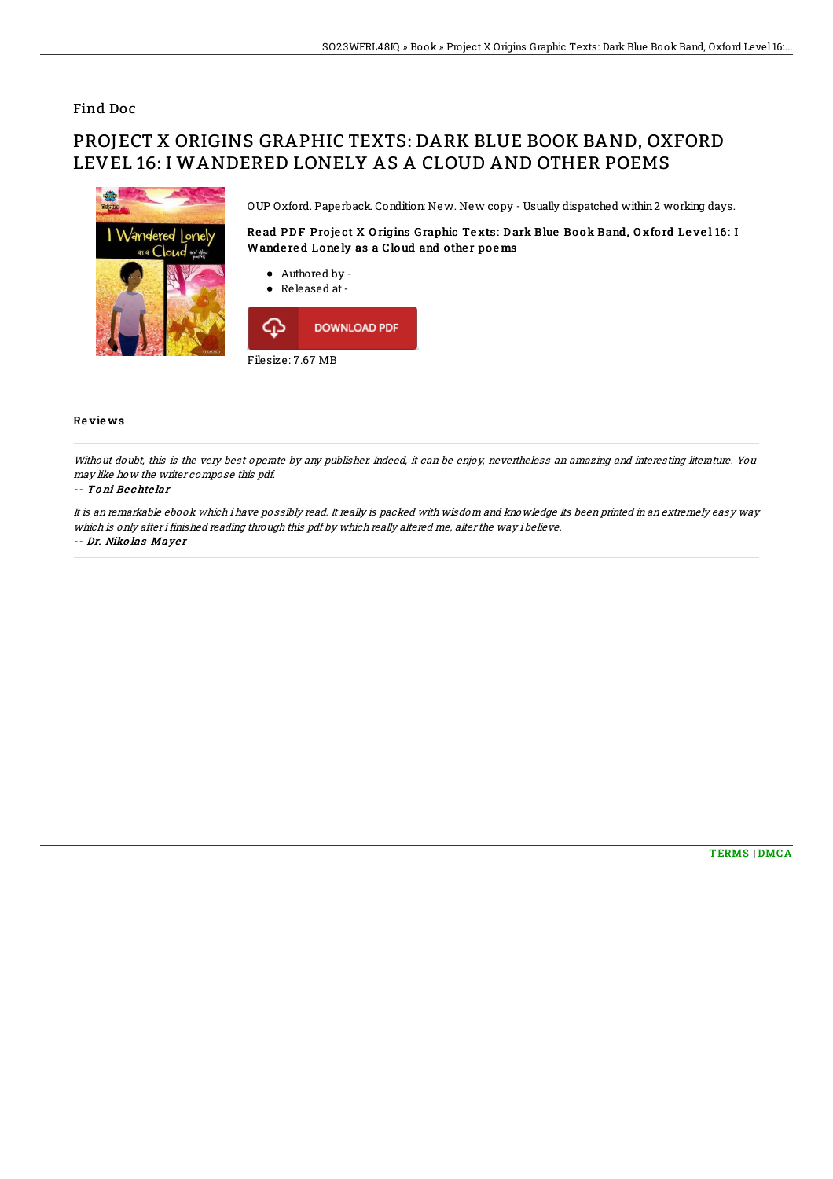Find Doc

# PROJECT X ORIGINS GRAPHIC TEXTS: DARK BLUE BOOK BAND, OXFORD LEVEL 16: I WANDERED LONELY AS A CLOUD AND OTHER POEMS

OUP Oxford. Paperback. Condition: New. New copy - Usually dispatched within 2 working days.

**Read PDF Project X Origins Graphic Texts: Dark Blue Book Band, Oxford Level 16: I Wandered Lonely as a Cloud and other poems**

- Authored by -
- Released at -

DOWNLOAD PDF

Filesize: 7.67 MB

## Reviews

*Without doubt, this is the very best operate by any publisher. Indeed, it can be enjoy, nevertheless an amazing and interesting literature. You may like how the writer compose this pdf.*

-- *Toni Bechtelar*

*It is an remarkable ebook which i have possibly read. It really is packed with wisdom and knowledge Its been printed in an extremely easy way which is only after i finished reading through this pdf by which really altered me, alter the way i believe.*

-- *Dr. Nikolas Mayer*

TERMS | DMCA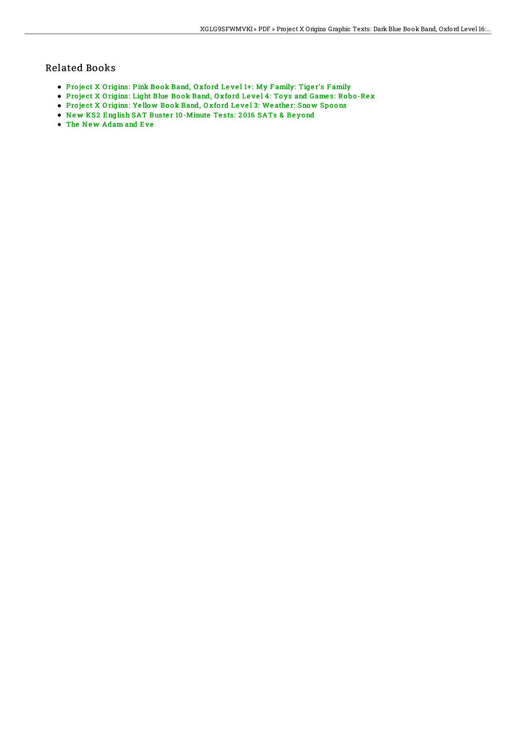## Related Books

- Project X Origins: Pink Book Band, Oxford Level 1+: My Family: Tiger's Family
- Project X Origins: Light Blue Book Band, Oxford Level 4: Toys and Games: Robo-Rex
- Project X Origins: Yellow Book Band, Oxford Level 3: Weather: Snow Spoons
- New KS2 English SAT Buster 10-Minute Tests: 2016 SATs & Beyond
- The New Adam and Eve